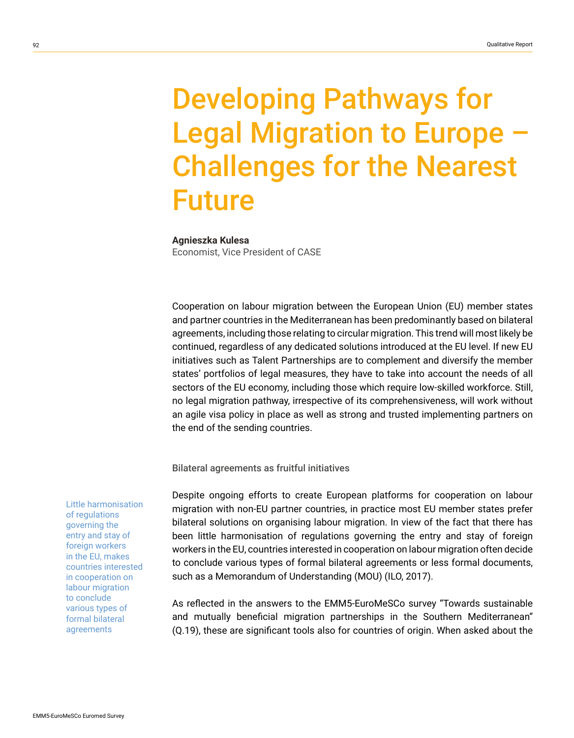# Developing Pathways for Legal Migration to Europe – Challenges for the Nearest Future

**Agnieszka Kulesa**
Economist, Vice President of CASE

Cooperation on labour migration between the European Union (EU) member states and partner countries in the Mediterranean has been predominantly based on bilateral agreements, including those relating to circular migration. This trend will most likely be continued, regardless of any dedicated solutions introduced at the EU level. If new EU initiatives such as Talent Partnerships are to complement and diversify the member states' portfolios of legal measures, they have to take into account the needs of all sectors of the EU economy, including those which require low-skilled workforce. Still, no legal migration pathway, irrespective of its comprehensiveness, will work without an agile visa policy in place as well as strong and trusted implementing partners on the end of the sending countries.

## Bilateral agreements as fruitful initiatives

> Little harmonisation of regulations governing the entry and stay of foreign workers in the EU, makes countries interested in cooperation on labour migration to conclude various types of formal bilateral agreements

Despite ongoing efforts to create European platforms for cooperation on labour migration with non-EU partner countries, in practice most EU member states prefer bilateral solutions on organising labour migration. In view of the fact that there has been little harmonisation of regulations governing the entry and stay of foreign workers in the EU, countries interested in cooperation on labour migration often decide to conclude various types of formal bilateral agreements or less formal documents, such as a Memorandum of Understanding (MOU) (ILO, 2017).

As reflected in the answers to the EMM5-EuroMeSCo survey "Towards sustainable and mutually beneficial migration partnerships in the Southern Mediterranean" (Q.19), these are significant tools also for countries of origin. When asked about the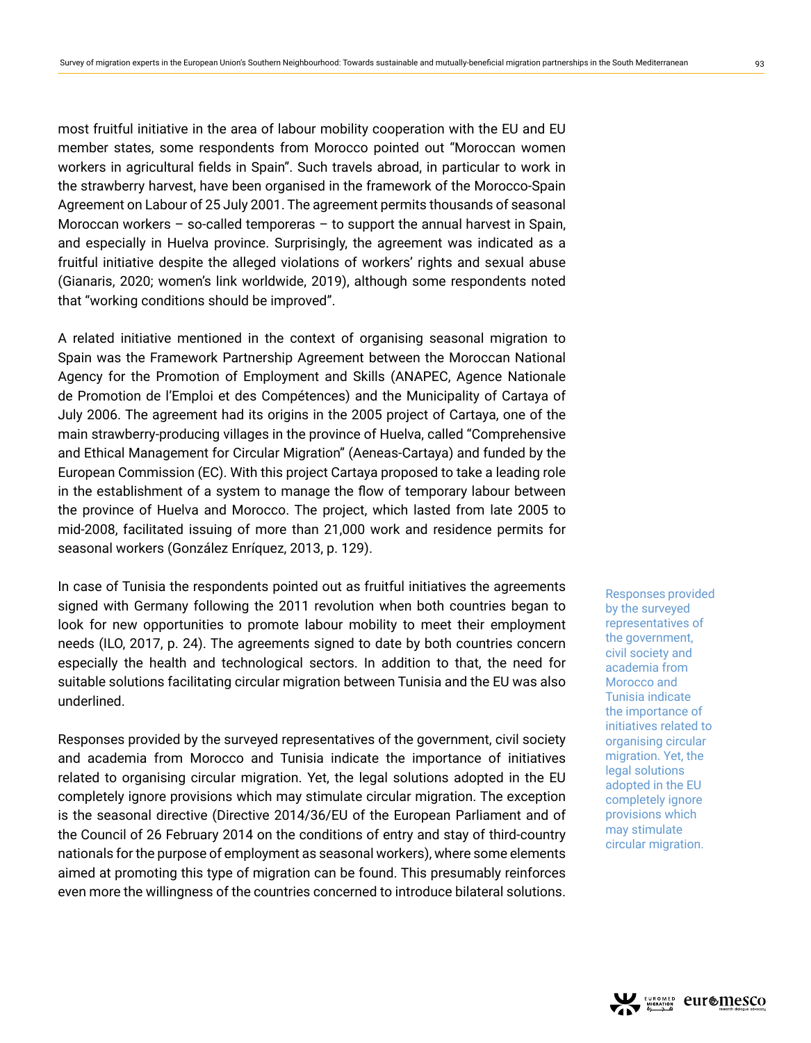most fruitful initiative in the area of labour mobility cooperation with the EU and EU member states, some respondents from Morocco pointed out "Moroccan women workers in agricultural fields in Spain". Such travels abroad, in particular to work in the strawberry harvest, have been organised in the framework of the Morocco-Spain Agreement on Labour of 25 July 2001. The agreement permits thousands of seasonal Moroccan workers – so-called temporeras – to support the annual harvest in Spain, and especially in Huelva province. Surprisingly, the agreement was indicated as a fruitful initiative despite the alleged violations of workers' rights and sexual abuse (Gianaris, 2020; women's link worldwide, 2019), although some respondents noted that "working conditions should be improved".

A related initiative mentioned in the context of organising seasonal migration to Spain was the Framework Partnership Agreement between the Moroccan National Agency for the Promotion of Employment and Skills (ANAPEC, Agence Nationale de Promotion de l'Emploi et des Compétences) and the Municipality of Cartaya of July 2006. The agreement had its origins in the 2005 project of Cartaya, one of the main strawberry-producing villages in the province of Huelva, called "Comprehensive and Ethical Management for Circular Migration" (Aeneas-Cartaya) and funded by the European Commission (EC). With this project Cartaya proposed to take a leading role in the establishment of a system to manage the flow of temporary labour between the province of Huelva and Morocco. The project, which lasted from late 2005 to mid-2008, facilitated issuing of more than 21,000 work and residence permits for seasonal workers (González Enríquez, 2013, p. 129).

In case of Tunisia the respondents pointed out as fruitful initiatives the agreements signed with Germany following the 2011 revolution when both countries began to look for new opportunities to promote labour mobility to meet their employment needs (ILO, 2017, p. 24). The agreements signed to date by both countries concern especially the health and technological sectors. In addition to that, the need for suitable solutions facilitating circular migration between Tunisia and the EU was also underlined.

> Responses provided by the surveyed representatives of the government, civil society and academia from Morocco and Tunisia indicate the importance of initiatives related to organising circular migration. Yet, the legal solutions adopted in the EU completely ignore provisions which may stimulate circular migration.

Responses provided by the surveyed representatives of the government, civil society and academia from Morocco and Tunisia indicate the importance of initiatives related to organising circular migration. Yet, the legal solutions adopted in the EU completely ignore provisions which may stimulate circular migration. The exception is the seasonal directive (Directive 2014/36/EU of the European Parliament and of the Council of 26 February 2014 on the conditions of entry and stay of third-country nationals for the purpose of employment as seasonal workers), where some elements aimed at promoting this type of migration can be found. This presumably reinforces even more the willingness of the countries concerned to introduce bilateral solutions.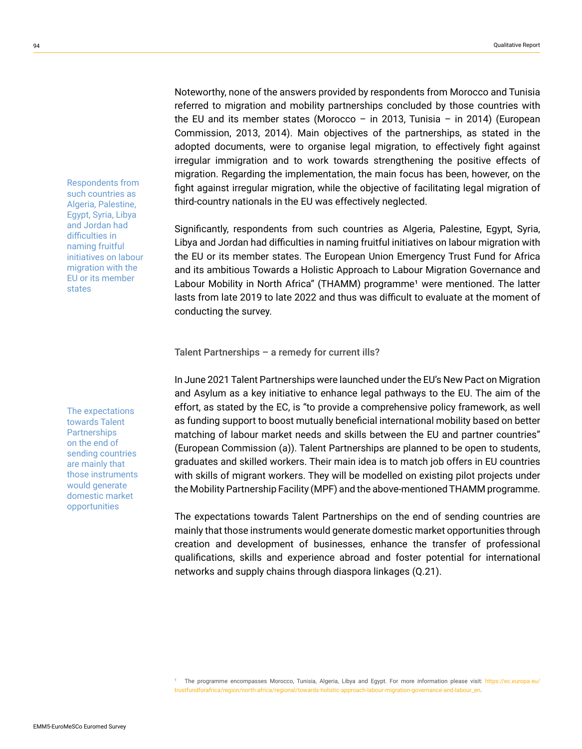Noteworthy, none of the answers provided by respondents from Morocco and Tunisia referred to migration and mobility partnerships concluded by those countries with the EU and its member states (Morocco – in 2013, Tunisia – in 2014) (European Commission, 2013, 2014). Main objectives of the partnerships, as stated in the adopted documents, were to organise legal migration, to effectively fight against irregular immigration and to work towards strengthening the positive effects of migration. Regarding the implementation, the main focus has been, however, on the fight against irregular migration, while the objective of facilitating legal migration of third-country nationals in the EU was effectively neglected.

> Respondents from such countries as Algeria, Palestine, Egypt, Syria, Libya and Jordan had difficulties in naming fruitful initiatives on labour migration with the EU or its member states

Significantly, respondents from such countries as Algeria, Palestine, Egypt, Syria, Libya and Jordan had difficulties in naming fruitful initiatives on labour migration with the EU or its member states. The European Union Emergency Trust Fund for Africa and its ambitious Towards a Holistic Approach to Labour Migration Governance and Labour Mobility in North Africa" (THAMM) programme[1] were mentioned. The latter lasts from late 2019 to late 2022 and thus was difficult to evaluate at the moment of conducting the survey.

### Talent Partnerships – a remedy for current ills?

In June 2021 Talent Partnerships were launched under the EU's New Pact on Migration and Asylum as a key initiative to enhance legal pathways to the EU. The aim of the effort, as stated by the EC, is "to provide a comprehensive policy framework, as well as funding support to boost mutually beneficial international mobility based on better matching of labour market needs and skills between the EU and partner countries" (European Commission (a)). Talent Partnerships are planned to be open to students, graduates and skilled workers. Their main idea is to match job offers in EU countries with skills of migrant workers. They will be modelled on existing pilot projects under the Mobility Partnership Facility (MPF) and the above-mentioned THAMM programme.

> The expectations towards Talent Partnerships on the end of sending countries are mainly that those instruments would generate domestic market opportunities

The expectations towards Talent Partnerships on the end of sending countries are mainly that those instruments would generate domestic market opportunities through creation and development of businesses, enhance the transfer of professional qualifications, skills and experience abroad and foster potential for international networks and supply chains through diaspora linkages (Q.21).

[1] The programme encompasses Morocco, Tunisia, Algeria, Libya and Egypt. For more information please visit: https://ec.europa.eu/trustfundforafrica/region/north-africa/regional/towards-holistic-approach-labour-migration-governance-and-labour_en.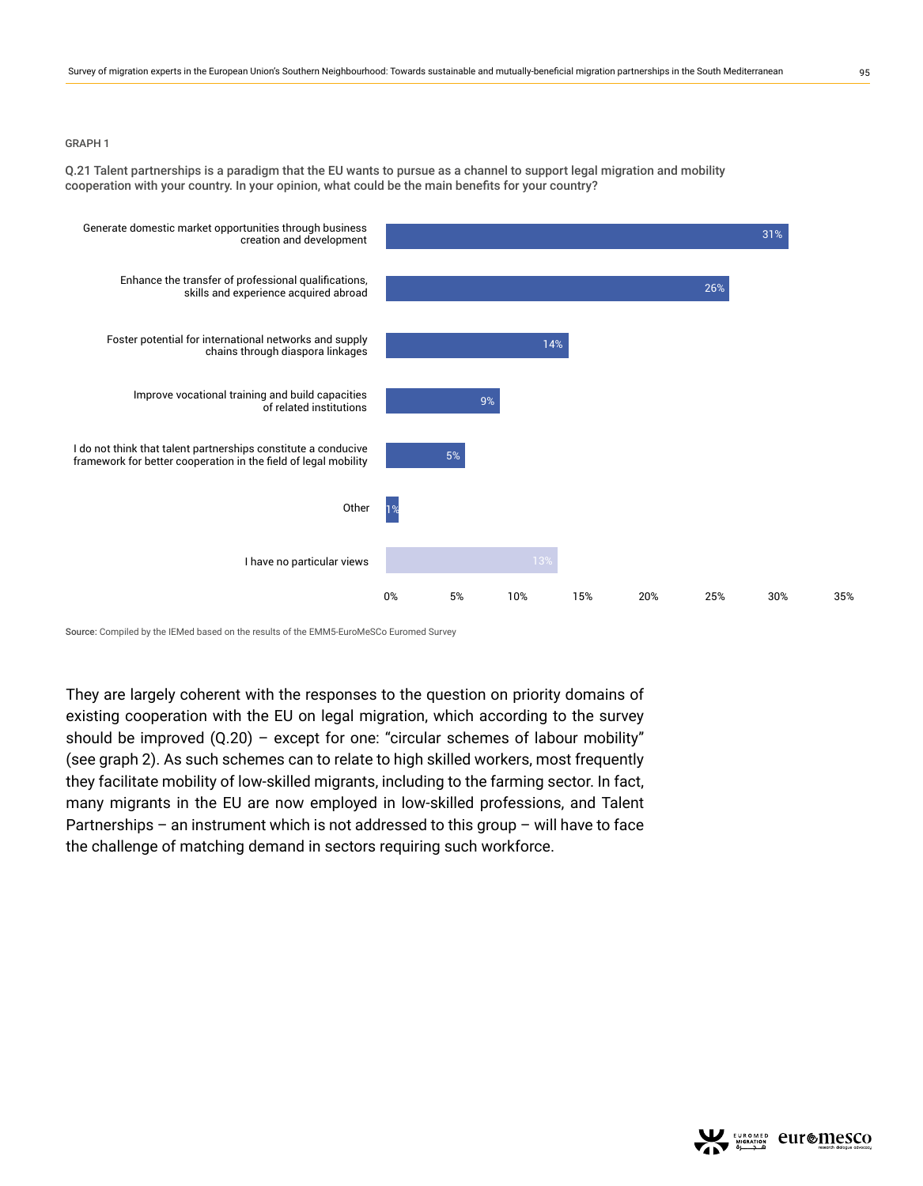GRAPH 1

Q.21 Talent partnerships is a paradigm that the EU wants to pursue as a channel to support legal migration and mobility cooperation with your country. In your opinion, what could be the main benefits for your country?

| Response | % |
|---|---|
| Generate domestic market opportunities through business creation and development | 31% |
| Enhance the transfer of professional qualifications, skills and experience acquired abroad | 26% |
| Foster potential for international networks and supply chains through diaspora linkages | 14% |
| Improve vocational training and build capacities of related institutions | 9% |
| I do not think that talent partnerships constitute a conducive framework for better cooperation in the field of legal mobility | 5% |
| Other | 1% |
| I have no particular views | 13% |

**Source:** Compiled by the IEMed based on the results of the EMM5-EuroMeSCo Euromed Survey

They are largely coherent with the responses to the question on priority domains of existing cooperation with the EU on legal migration, which according to the survey should be improved (Q.20) – except for one: "circular schemes of labour mobility" (see graph 2). As such schemes can to relate to high skilled workers, most frequently they facilitate mobility of low-skilled migrants, including to the farming sector. In fact, many migrants in the EU are now employed in low-skilled professions, and Talent Partnerships – an instrument which is not addressed to this group – will have to face the challenge of matching demand in sectors requiring such workforce.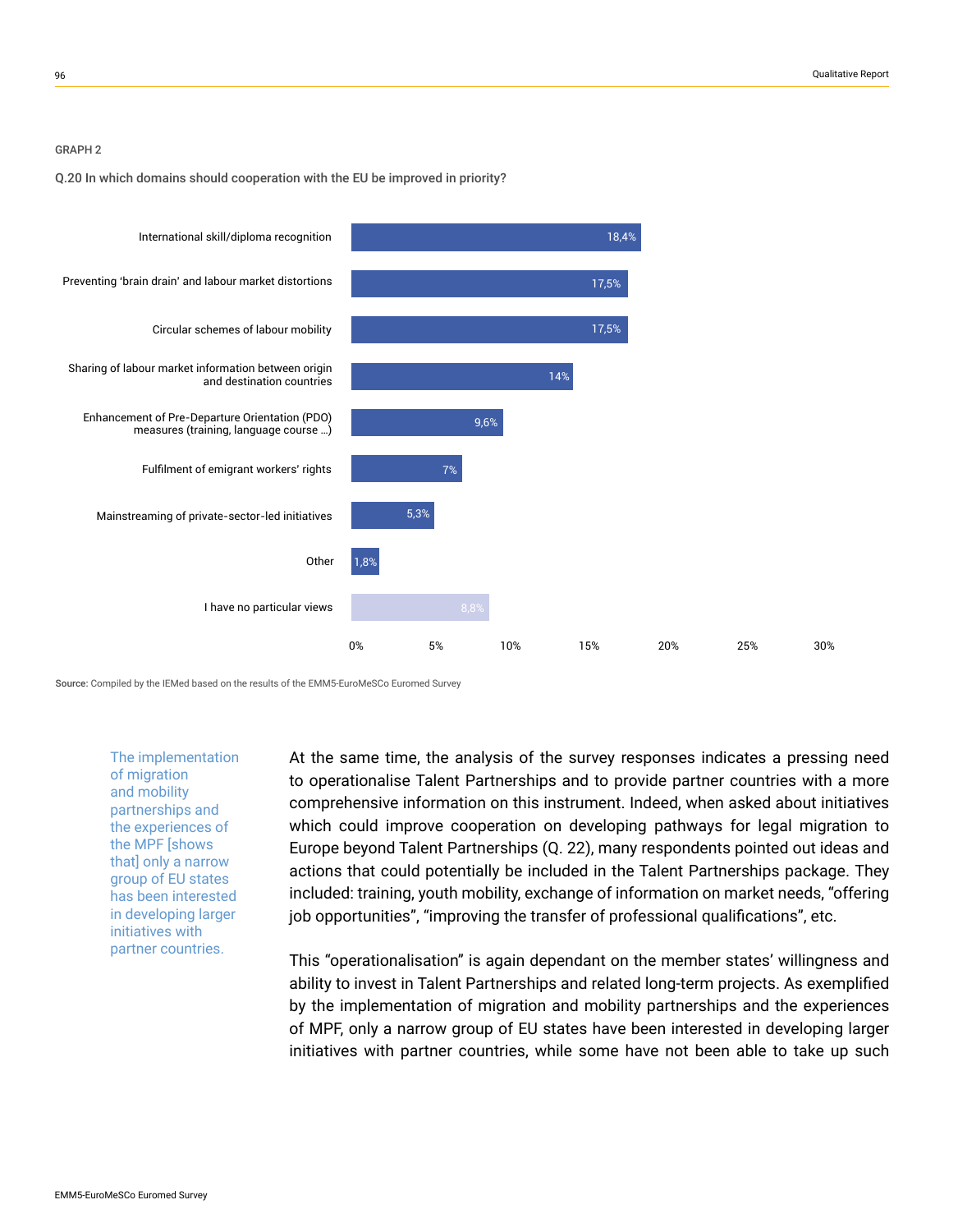GRAPH 2

**Q.20 In which domains should cooperation with the EU be improved in priority?**

| Domain | % |
|---|---|
| International skill/diploma recognition | 18,4% |
| Preventing 'brain drain' and labour market distortions | 17,5% |
| Circular schemes of labour mobility | 17,5% |
| Sharing of labour market information between origin and destination countries | 14% |
| Enhancement of Pre-Departure Orientation (PDO) measures (training, language course ...) | 9,6% |
| Fulfilment of emigrant workers' rights | 7% |
| Mainstreaming of private-sector-led initiatives | 5,3% |
| Other | 1,8% |
| I have no particular views | 8,8% |

**Source:** Compiled by the IEMed based on the results of the EMM5-EuroMeSCo Euromed Survey

> The implementation of migration and mobility partnerships and the experiences of the MPF [shows that] only a narrow group of EU states has been interested in developing larger initiatives with partner countries.

At the same time, the analysis of the survey responses indicates a pressing need to operationalise Talent Partnerships and to provide partner countries with a more comprehensive information on this instrument. Indeed, when asked about initiatives which could improve cooperation on developing pathways for legal migration to Europe beyond Talent Partnerships (Q. 22), many respondents pointed out ideas and actions that could potentially be included in the Talent Partnerships package. They included: training, youth mobility, exchange of information on market needs, "offering job opportunities", "improving the transfer of professional qualifications", etc.

This "operationalisation" is again dependant on the member states' willingness and ability to invest in Talent Partnerships and related long-term projects. As exemplified by the implementation of migration and mobility partnerships and the experiences of MPF, only a narrow group of EU states have been interested in developing larger initiatives with partner countries, while some have not been able to take up such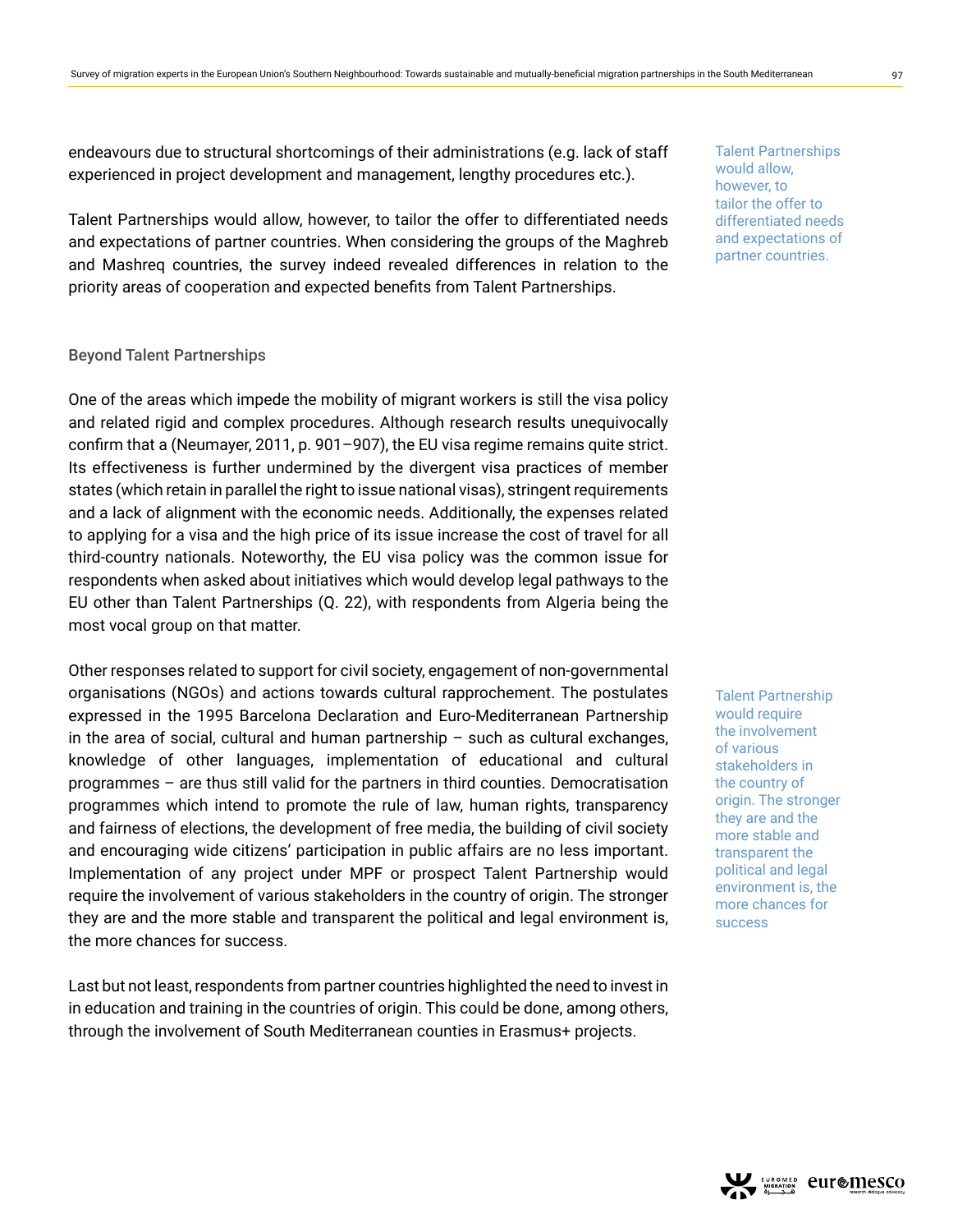endeavours due to structural shortcomings of their administrations (e.g. lack of staff experienced in project development and management, lengthy procedures etc.).

Talent Partnerships would allow, however, to tailor the offer to differentiated needs and expectations of partner countries. When considering the groups of the Maghreb and Mashreq countries, the survey indeed revealed differences in relation to the priority areas of cooperation and expected benefits from Talent Partnerships.

Talent Partnerships would allow, however, to tailor the offer to differentiated needs and expectations of partner countries.

### Beyond Talent Partnerships

One of the areas which impede the mobility of migrant workers is still the visa policy and related rigid and complex procedures. Although research results unequivocally confirm that a (Neumayer, 2011, p. 901–907), the EU visa regime remains quite strict. Its effectiveness is further undermined by the divergent visa practices of member states (which retain in parallel the right to issue national visas), stringent requirements and a lack of alignment with the economic needs. Additionally, the expenses related to applying for a visa and the high price of its issue increase the cost of travel for all third-country nationals. Noteworthy, the EU visa policy was the common issue for respondents when asked about initiatives which would develop legal pathways to the EU other than Talent Partnerships (Q. 22), with respondents from Algeria being the most vocal group on that matter.

Other responses related to support for civil society, engagement of non-governmental organisations (NGOs) and actions towards cultural rapprochement. The postulates expressed in the 1995 Barcelona Declaration and Euro-Mediterranean Partnership in the area of social, cultural and human partnership – such as cultural exchanges, knowledge of other languages, implementation of educational and cultural programmes – are thus still valid for the partners in third counties. Democratisation programmes which intend to promote the rule of law, human rights, transparency and fairness of elections, the development of free media, the building of civil society and encouraging wide citizens' participation in public affairs are no less important. Implementation of any project under MPF or prospect Talent Partnership would require the involvement of various stakeholders in the country of origin. The stronger they are and the more stable and transparent the political and legal environment is, the more chances for success.

Talent Partnership would require the involvement of various stakeholders in the country of origin. The stronger they are and the more stable and transparent the political and legal environment is, the more chances for success

Last but not least, respondents from partner countries highlighted the need to invest in in education and training in the countries of origin. This could be done, among others, through the involvement of South Mediterranean counties in Erasmus+ projects.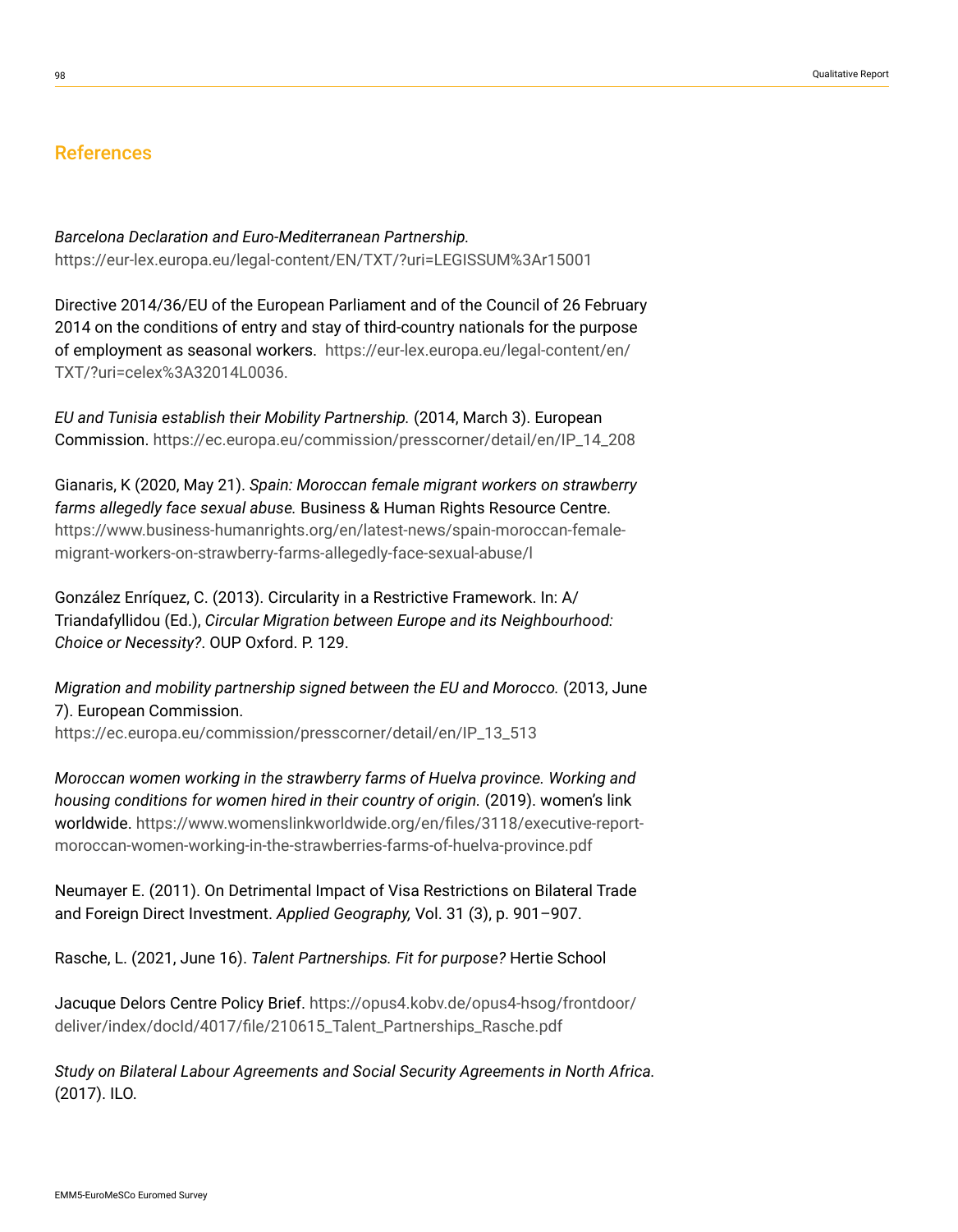## References

*Barcelona Declaration and Euro-Mediterranean Partnership.* https://eur-lex.europa.eu/legal-content/EN/TXT/?uri=LEGISSUM%3Ar15001

Directive 2014/36/EU of the European Parliament and of the Council of 26 February 2014 on the conditions of entry and stay of third-country nationals for the purpose of employment as seasonal workers. https://eur-lex.europa.eu/legal-content/en/TXT/?uri=celex%3A32014L0036.

*EU and Tunisia establish their Mobility Partnership.* (2014, March 3). European Commission. https://ec.europa.eu/commission/presscorner/detail/en/IP_14_208

Gianaris, K (2020, May 21). *Spain: Moroccan female migrant workers on strawberry farms allegedly face sexual abuse.* Business & Human Rights Resource Centre. https://www.business-humanrights.org/en/latest-news/spain-moroccan-female-migrant-workers-on-strawberry-farms-allegedly-face-sexual-abuse/l

González Enríquez, C. (2013). Circularity in a Restrictive Framework. In: A/ Triandafyllidou (Ed.), *Circular Migration between Europe and its Neighbourhood: Choice or Necessity?.* OUP Oxford. P. 129.

*Migration and mobility partnership signed between the EU and Morocco.* (2013, June 7). European Commission. https://ec.europa.eu/commission/presscorner/detail/en/IP_13_513

*Moroccan women working in the strawberry farms of Huelva province. Working and housing conditions for women hired in their country of origin.* (2019). women's link worldwide. https://www.womenslinkworldwide.org/en/files/3118/executive-report-moroccan-women-working-in-the-strawberries-farms-of-huelva-province.pdf

Neumayer E. (2011). On Detrimental Impact of Visa Restrictions on Bilateral Trade and Foreign Direct Investment. *Applied Geography,* Vol. 31 (3), p. 901–907.

Rasche, L. (2021, June 16). *Talent Partnerships. Fit for purpose?* Hertie School

Jacuque Delors Centre Policy Brief. https://opus4.kobv.de/opus4-hsog/frontdoor/deliver/index/docId/4017/file/210615_Talent_Partnerships_Rasche.pdf

*Study on Bilateral Labour Agreements and Social Security Agreements in North Africa.* (2017). ILO.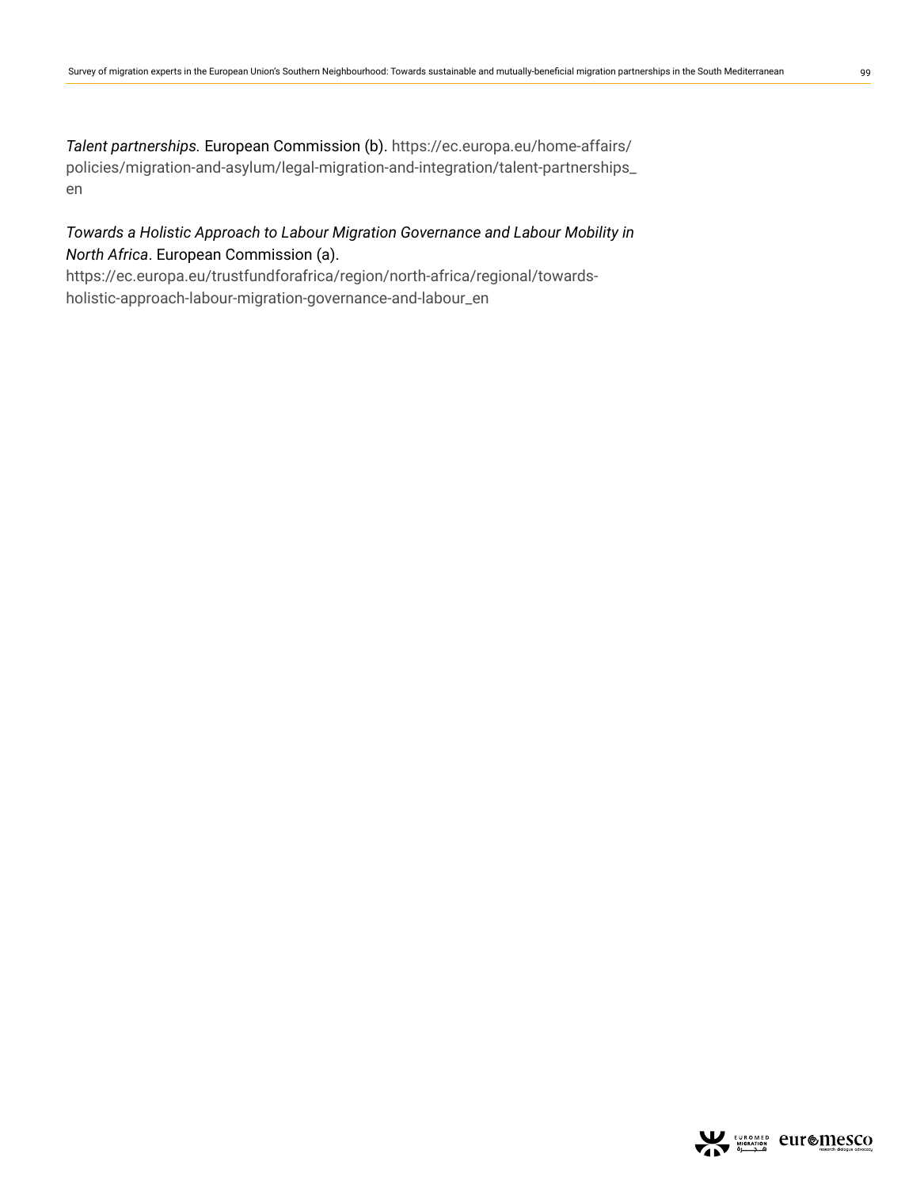*Talent partnerships.* European Commission (b). https://ec.europa.eu/home-affairs/policies/migration-and-asylum/legal-migration-and-integration/talent-partnerships_en

*Towards a Holistic Approach to Labour Migration Governance and Labour Mobility in North Africa*. European Commission (a).
https://ec.europa.eu/trustfundforafrica/region/north-africa/regional/towards-holistic-approach-labour-migration-governance-and-labour_en